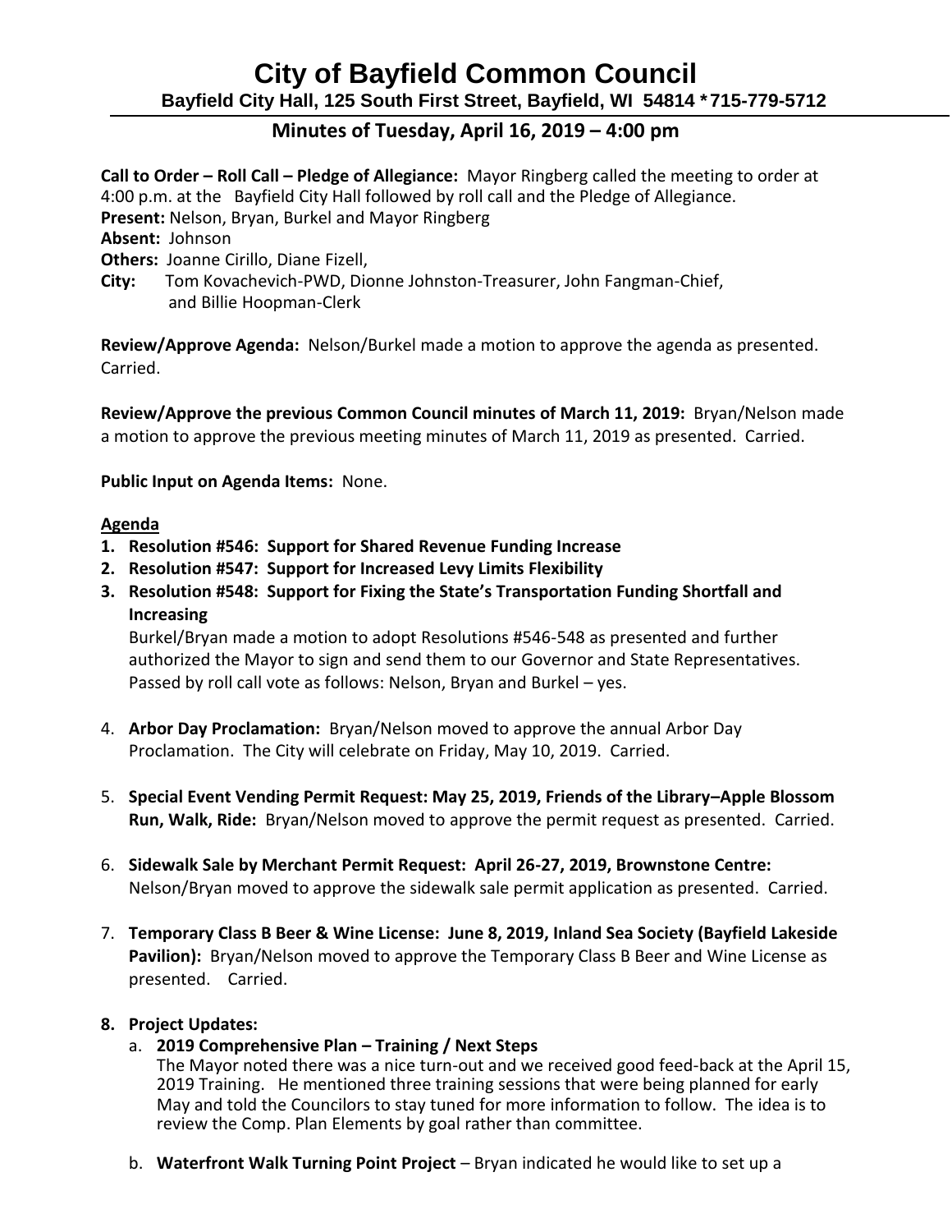# City of Bayfield Common Council

**Bayfield City Hall, 125 South First Street, Bayfield, WI 54814 * 715-779-5712**

## Minutes of Tuesday, April 16, 2019 – 4:00 pm

**Call to Order – Roll Call – Pledge of Allegiance:** Mayor Ringberg called the meeting to order at 4:00 p.m. at the Bayfield City Hall followed by roll call and the Pledge of Allegiance.
**Present:** Nelson, Bryan, Burkel and Mayor Ringberg
**Absent:** Johnson
**Others:** Joanne Cirillo, Diane Fizell,
**City:** Tom Kovachevich-PWD, Dionne Johnston-Treasurer, John Fangman-Chief, and Billie Hoopman-Clerk

**Review/Approve Agenda:** Nelson/Burkel made a motion to approve the agenda as presented. Carried.

**Review/Approve the previous Common Council minutes of March 11, 2019:** Bryan/Nelson made a motion to approve the previous meeting minutes of March 11, 2019 as presented. Carried.

**Public Input on Agenda Items:** None.

**Agenda**

1. **Resolution #546: Support for Shared Revenue Funding Increase**
2. **Resolution #547: Support for Increased Levy Limits Flexibility**
3. **Resolution #548: Support for Fixing the State's Transportation Funding Shortfall and Increasing**
   Burkel/Bryan made a motion to adopt Resolutions #546-548 as presented and further authorized the Mayor to sign and send them to our Governor and State Representatives. Passed by roll call vote as follows: Nelson, Bryan and Burkel – yes.
4. **Arbor Day Proclamation:** Bryan/Nelson moved to approve the annual Arbor Day Proclamation. The City will celebrate on Friday, May 10, 2019. Carried.
5. **Special Event Vending Permit Request: May 25, 2019, Friends of the Library–Apple Blossom Run, Walk, Ride:** Bryan/Nelson moved to approve the permit request as presented. Carried.
6. **Sidewalk Sale by Merchant Permit Request: April 26-27, 2019, Brownstone Centre:** Nelson/Bryan moved to approve the sidewalk sale permit application as presented. Carried.
7. **Temporary Class B Beer & Wine License: June 8, 2019, Inland Sea Society (Bayfield Lakeside Pavilion):** Bryan/Nelson moved to approve the Temporary Class B Beer and Wine License as presented. Carried.
8. **Project Updates:**
   a. **2019 Comprehensive Plan – Training / Next Steps**
   The Mayor noted there was a nice turn-out and we received good feed-back at the April 15, 2019 Training. He mentioned three training sessions that were being planned for early May and told the Councilors to stay tuned for more information to follow. The idea is to review the Comp. Plan Elements by goal rather than committee.

   b. **Waterfront Walk Turning Point Project** – Bryan indicated he would like to set up a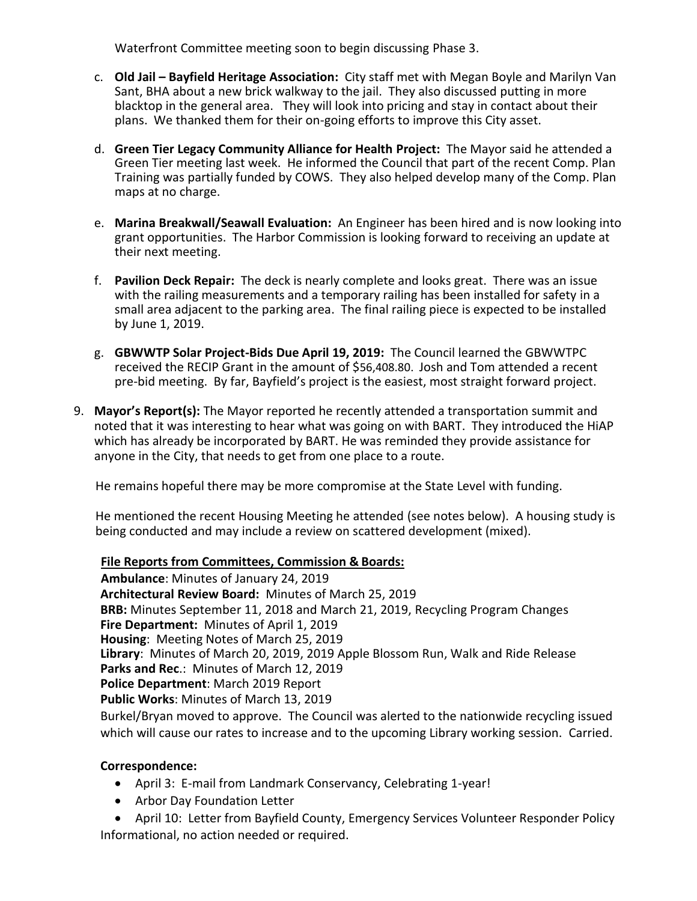Waterfront Committee meeting soon to begin discussing Phase 3.

c. **Old Jail – Bayfield Heritage Association:** City staff met with Megan Boyle and Marilyn Van Sant, BHA about a new brick walkway to the jail. They also discussed putting in more blacktop in the general area. They will look into pricing and stay in contact about their plans. We thanked them for their on-going efforts to improve this City asset.

d. **Green Tier Legacy Community Alliance for Health Project:** The Mayor said he attended a Green Tier meeting last week. He informed the Council that part of the recent Comp. Plan Training was partially funded by COWS. They also helped develop many of the Comp. Plan maps at no charge.

e. **Marina Breakwall/Seawall Evaluation:** An Engineer has been hired and is now looking into grant opportunities. The Harbor Commission is looking forward to receiving an update at their next meeting.

f. **Pavilion Deck Repair:** The deck is nearly complete and looks great. There was an issue with the railing measurements and a temporary railing has been installed for safety in a small area adjacent to the parking area. The final railing piece is expected to be installed by June 1, 2019.

g. **GBWWTP Solar Project-Bids Due April 19, 2019:** The Council learned the GBWWTPC received the RECIP Grant in the amount of $56,408.80. Josh and Tom attended a recent pre-bid meeting. By far, Bayfield's project is the easiest, most straight forward project.

9. **Mayor's Report(s):** The Mayor reported he recently attended a transportation summit and noted that it was interesting to hear what was going on with BART. They introduced the HiAP which has already be incorporated by BART. He was reminded they provide assistance for anyone in the City, that needs to get from one place to a route.

He remains hopeful there may be more compromise at the State Level with funding.

He mentioned the recent Housing Meeting he attended (see notes below). A housing study is being conducted and may include a review on scattered development (mixed).

**File Reports from Committees, Commission & Boards:**

**Ambulance**: Minutes of January 24, 2019
**Architectural Review Board:** Minutes of March 25, 2019
**BRB:** Minutes September 11, 2018 and March 21, 2019, Recycling Program Changes
**Fire Department:** Minutes of April 1, 2019
**Housing**: Meeting Notes of March 25, 2019
**Library**: Minutes of March 20, 2019, 2019 Apple Blossom Run, Walk and Ride Release
**Parks and Rec.**: Minutes of March 12, 2019
**Police Department**: March 2019 Report
**Public Works**: Minutes of March 13, 2019

Burkel/Bryan moved to approve. The Council was alerted to the nationwide recycling issued which will cause our rates to increase and to the upcoming Library working session. Carried.

**Correspondence:**

- April 3: E-mail from Landmark Conservancy, Celebrating 1-year!
- Arbor Day Foundation Letter
- April 10: Letter from Bayfield County, Emergency Services Volunteer Responder Policy

Informational, no action needed or required.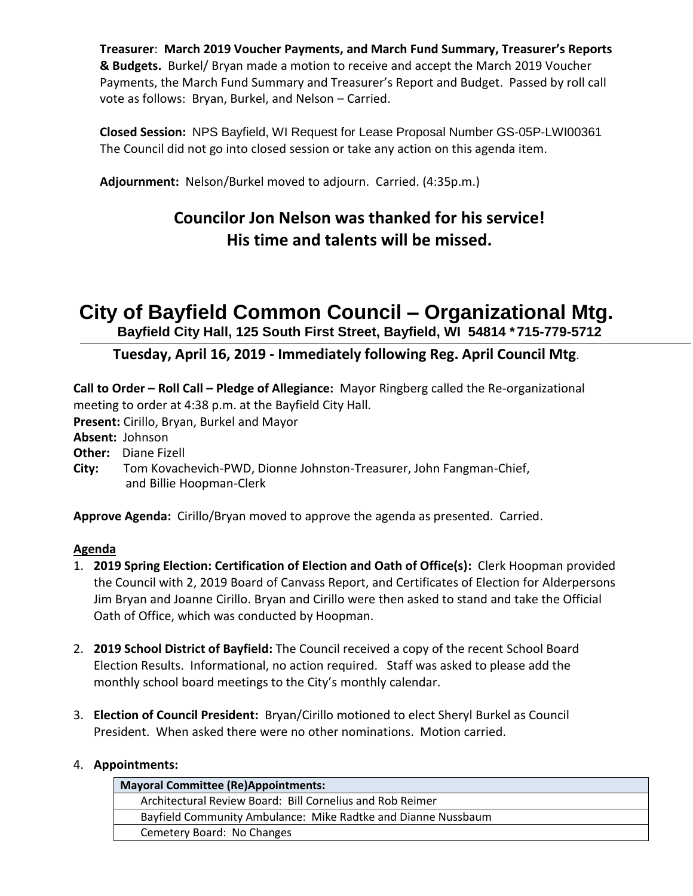**Treasurer**: **March 2019 Voucher Payments, and March Fund Summary, Treasurer's Reports & Budgets.** Burkel/ Bryan made a motion to receive and accept the March 2019 Voucher Payments, the March Fund Summary and Treasurer's Report and Budget. Passed by roll call vote as follows: Bryan, Burkel, and Nelson – Carried.

**Closed Session:** NPS Bayfield, WI Request for Lease Proposal Number GS-05P-LWI00361 The Council did not go into closed session or take any action on this agenda item.

**Adjournment:** Nelson/Burkel moved to adjourn. Carried. (4:35p.m.)

## Councilor Jon Nelson was thanked for his service! His time and talents will be missed.

# City of Bayfield Common Council – Organizational Mtg.

**Bayfield City Hall, 125 South First Street, Bayfield, WI 54814 * 715-779-5712**

**Tuesday, April 16, 2019 - Immediately following Reg. April Council Mtg**.

**Call to Order – Roll Call – Pledge of Allegiance:** Mayor Ringberg called the Re-organizational meeting to order at 4:38 p.m. at the Bayfield City Hall.

**Present:** Cirillo, Bryan, Burkel and Mayor

**Absent:** Johnson

**Other:** Diane Fizell

**City:** Tom Kovachevich-PWD, Dionne Johnston-Treasurer, John Fangman-Chief, and Billie Hoopman-Clerk

**Approve Agenda:** Cirillo/Bryan moved to approve the agenda as presented. Carried.

**Agenda**

1. **2019 Spring Election: Certification of Election and Oath of Office(s):** Clerk Hoopman provided the Council with 2, 2019 Board of Canvass Report, and Certificates of Election for Alderpersons Jim Bryan and Joanne Cirillo. Bryan and Cirillo were then asked to stand and take the Official Oath of Office, which was conducted by Hoopman.

2. **2019 School District of Bayfield:** The Council received a copy of the recent School Board Election Results. Informational, no action required. Staff was asked to please add the monthly school board meetings to the City's monthly calendar.

3. **Election of Council President:** Bryan/Cirillo motioned to elect Sheryl Burkel as Council President. When asked there were no other nominations. Motion carried.

4. **Appointments:**

| Mayoral Committee (Re)Appointments: |
| --- |
| Architectural Review Board: Bill Cornelius and Rob Reimer |
| Bayfield Community Ambulance: Mike Radtke and Dianne Nussbaum |
| Cemetery Board: No Changes |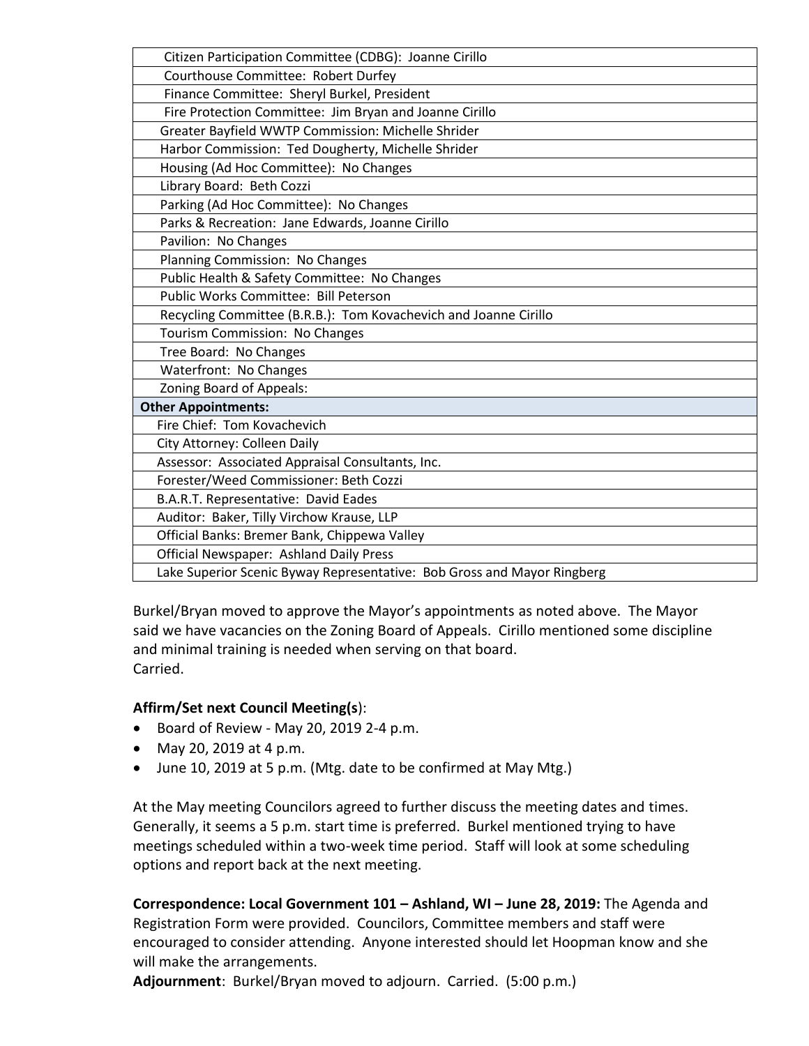| |
|---|
| Citizen Participation Committee (CDBG): Joanne Cirillo |
| Courthouse Committee: Robert Durfey |
| Finance Committee: Sheryl Burkel, President |
| Fire Protection Committee: Jim Bryan and Joanne Cirillo |
| Greater Bayfield WWTP Commission: Michelle Shrider |
| Harbor Commission: Ted Dougherty, Michelle Shrider |
| Housing (Ad Hoc Committee): No Changes |
| Library Board: Beth Cozzi |
| Parking (Ad Hoc Committee): No Changes |
| Parks & Recreation: Jane Edwards, Joanne Cirillo |
| Pavilion: No Changes |
| Planning Commission: No Changes |
| Public Health & Safety Committee: No Changes |
| Public Works Committee: Bill Peterson |
| Recycling Committee (B.R.B.): Tom Kovachevich and Joanne Cirillo |
| Tourism Commission: No Changes |
| Tree Board: No Changes |
| Waterfront: No Changes |
| Zoning Board of Appeals: |
| **Other Appointments:** |
| Fire Chief: Tom Kovachevich |
| City Attorney: Colleen Daily |
| Assessor: Associated Appraisal Consultants, Inc. |
| Forester/Weed Commissioner: Beth Cozzi |
| B.A.R.T. Representative: David Eades |
| Auditor: Baker, Tilly Virchow Krause, LLP |
| Official Banks: Bremer Bank, Chippewa Valley |
| Official Newspaper: Ashland Daily Press |
| Lake Superior Scenic Byway Representative: Bob Gross and Mayor Ringberg |

Burkel/Bryan moved to approve the Mayor's appointments as noted above. The Mayor said we have vacancies on the Zoning Board of Appeals. Cirillo mentioned some discipline and minimal training is needed when serving on that board.
Carried.

**Affirm/Set next Council Meeting(s)**:

- Board of Review - May 20, 2019 2-4 p.m.
- May 20, 2019 at 4 p.m.
- June 10, 2019 at 5 p.m. (Mtg. date to be confirmed at May Mtg.)

At the May meeting Councilors agreed to further discuss the meeting dates and times. Generally, it seems a 5 p.m. start time is preferred. Burkel mentioned trying to have meetings scheduled within a two-week time period. Staff will look at some scheduling options and report back at the next meeting.

**Correspondence: Local Government 101 – Ashland, WI – June 28, 2019:** The Agenda and Registration Form were provided. Councilors, Committee members and staff were encouraged to consider attending. Anyone interested should let Hoopman know and she will make the arrangements.

**Adjournment**: Burkel/Bryan moved to adjourn. Carried. (5:00 p.m.)